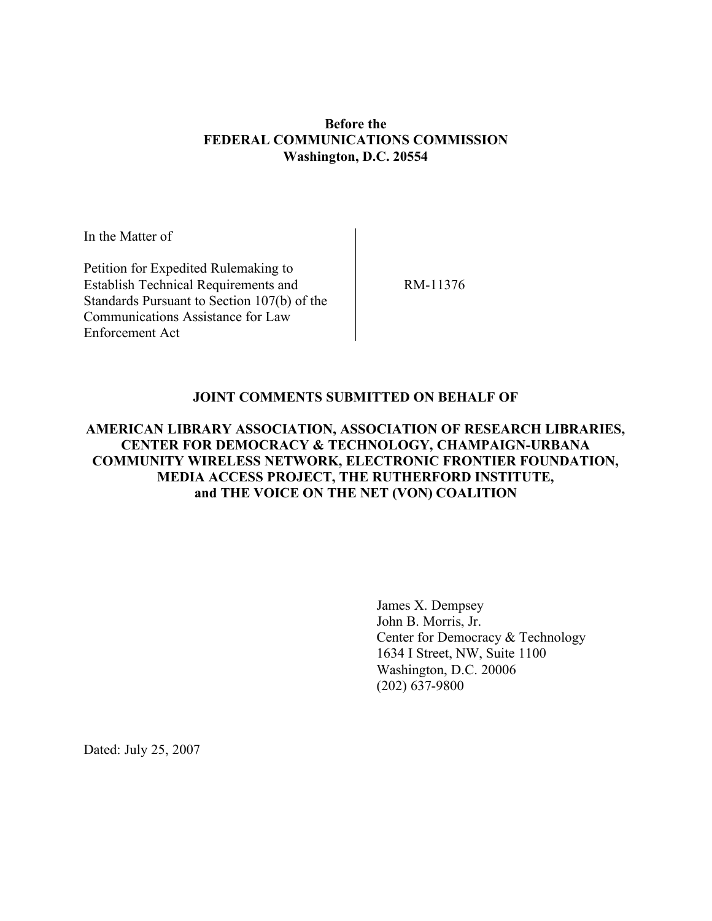**Before the**
**FEDERAL COMMUNICATIONS COMMISSION**
**Washington, D.C. 20554**

| | |
|---|---|
| In the Matter of<br><br>Petition for Expedited Rulemaking to Establish Technical Requirements and Standards Pursuant to Section 107(b) of the Communications Assistance for Law Enforcement Act | RM-11376 |

**JOINT COMMENTS SUBMITTED ON BEHALF OF**

**AMERICAN LIBRARY ASSOCIATION, ASSOCIATION OF RESEARCH LIBRARIES, CENTER FOR DEMOCRACY & TECHNOLOGY, CHAMPAIGN-URBANA COMMUNITY WIRELESS NETWORK, ELECTRONIC FRONTIER FOUNDATION, MEDIA ACCESS PROJECT, THE RUTHERFORD INSTITUTE, and THE VOICE ON THE NET (VON) COALITION**

James X. Dempsey
John B. Morris, Jr.
Center for Democracy & Technology
1634 I Street, NW, Suite 1100
Washington, D.C. 20006
(202) 637-9800

Dated: July 25, 2007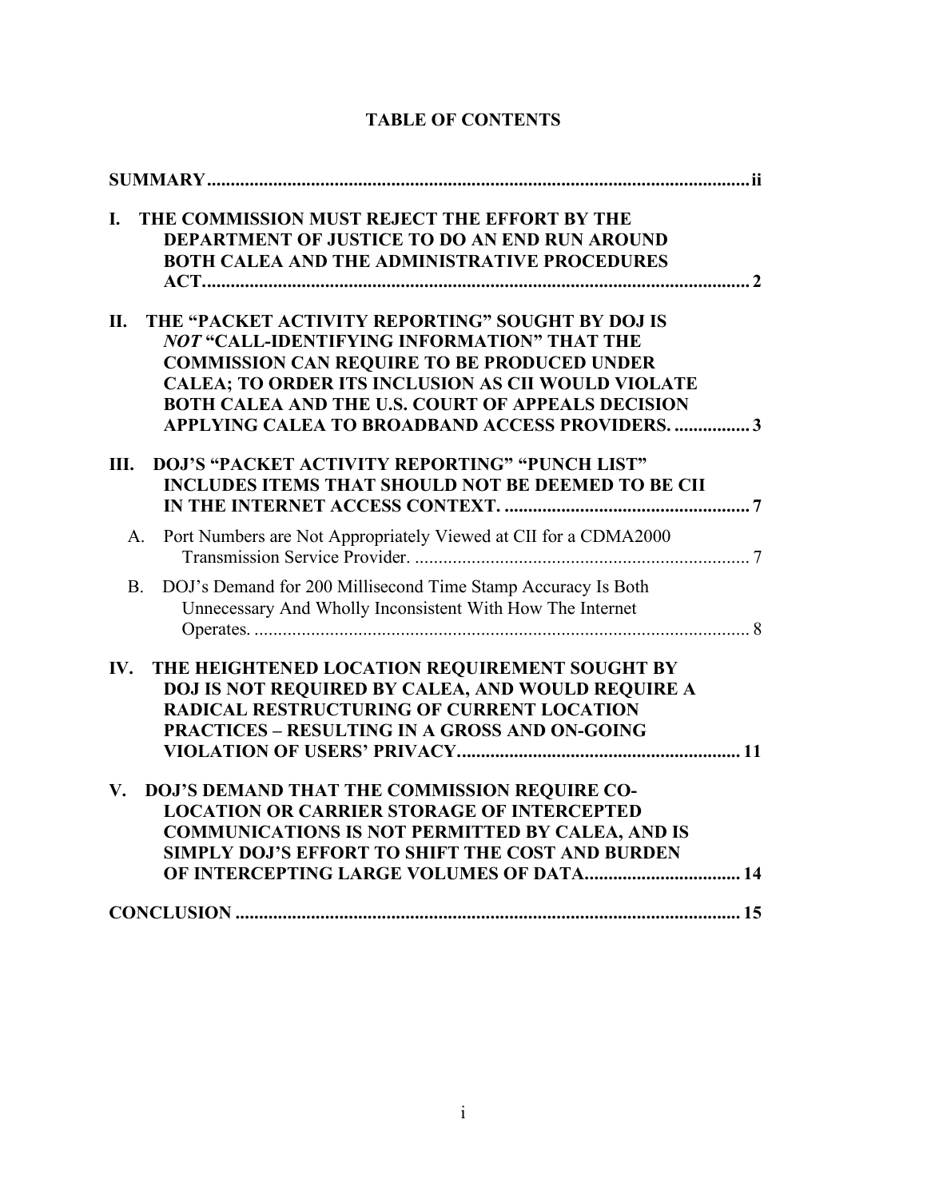**TABLE OF CONTENTS**

**SUMMARY** .......... ii

**I. THE COMMISSION MUST REJECT THE EFFORT BY THE DEPARTMENT OF JUSTICE TO DO AN END RUN AROUND BOTH CALEA AND THE ADMINISTRATIVE PROCEDURES ACT** .......... 2

**II. THE "PACKET ACTIVITY REPORTING" SOUGHT BY DOJ IS *NOT* "CALL-IDENTIFYING INFORMATION" THAT THE COMMISSION CAN REQUIRE TO BE PRODUCED UNDER CALEA; TO ORDER ITS INCLUSION AS CII WOULD VIOLATE BOTH CALEA AND THE U.S. COURT OF APPEALS DECISION APPLYING CALEA TO BROADBAND ACCESS PROVIDERS.** .......... 3

**III. DOJ'S "PACKET ACTIVITY REPORTING" "PUNCH LIST" INCLUDES ITEMS THAT SHOULD NOT BE DEEMED TO BE CII IN THE INTERNET ACCESS CONTEXT.** .......... 7

A. Port Numbers are Not Appropriately Viewed at CII for a CDMA2000 Transmission Service Provider. .......... 7

B. DOJ's Demand for 200 Millisecond Time Stamp Accuracy Is Both Unnecessary And Wholly Inconsistent With How The Internet Operates. .......... 8

**IV. THE HEIGHTENED LOCATION REQUIREMENT SOUGHT BY DOJ IS NOT REQUIRED BY CALEA, AND WOULD REQUIRE A RADICAL RESTRUCTURING OF CURRENT LOCATION PRACTICES – RESULTING IN A GROSS AND ON-GOING VIOLATION OF USERS' PRIVACY** .......... 11

**V. DOJ'S DEMAND THAT THE COMMISSION REQUIRE CO-LOCATION OR CARRIER STORAGE OF INTERCEPTED COMMUNICATIONS IS NOT PERMITTED BY CALEA, AND IS SIMPLY DOJ'S EFFORT TO SHIFT THE COST AND BURDEN OF INTERCEPTING LARGE VOLUMES OF DATA** .......... 14

**CONCLUSION** .......... 15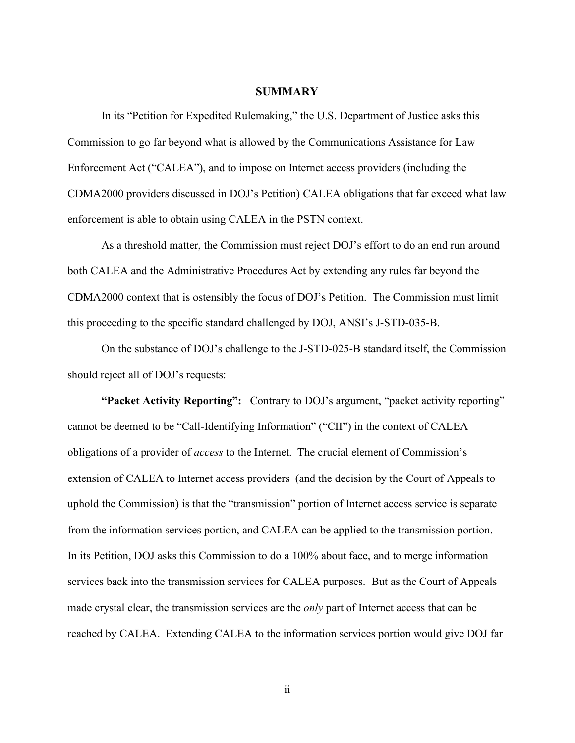## SUMMARY

In its "Petition for Expedited Rulemaking," the U.S. Department of Justice asks this Commission to go far beyond what is allowed by the Communications Assistance for Law Enforcement Act ("CALEA"), and to impose on Internet access providers (including the CDMA2000 providers discussed in DOJ's Petition) CALEA obligations that far exceed what law enforcement is able to obtain using CALEA in the PSTN context.

As a threshold matter, the Commission must reject DOJ's effort to do an end run around both CALEA and the Administrative Procedures Act by extending any rules far beyond the CDMA2000 context that is ostensibly the focus of DOJ's Petition. The Commission must limit this proceeding to the specific standard challenged by DOJ, ANSI's J-STD-035-B.

On the substance of DOJ's challenge to the J-STD-025-B standard itself, the Commission should reject all of DOJ's requests:

**"Packet Activity Reporting":** Contrary to DOJ's argument, "packet activity reporting" cannot be deemed to be "Call-Identifying Information" ("CII") in the context of CALEA obligations of a provider of *access* to the Internet. The crucial element of Commission's extension of CALEA to Internet access providers (and the decision by the Court of Appeals to uphold the Commission) is that the "transmission" portion of Internet access service is separate from the information services portion, and CALEA can be applied to the transmission portion. In its Petition, DOJ asks this Commission to do a 100% about face, and to merge information services back into the transmission services for CALEA purposes. But as the Court of Appeals made crystal clear, the transmission services are the *only* part of Internet access that can be reached by CALEA. Extending CALEA to the information services portion would give DOJ far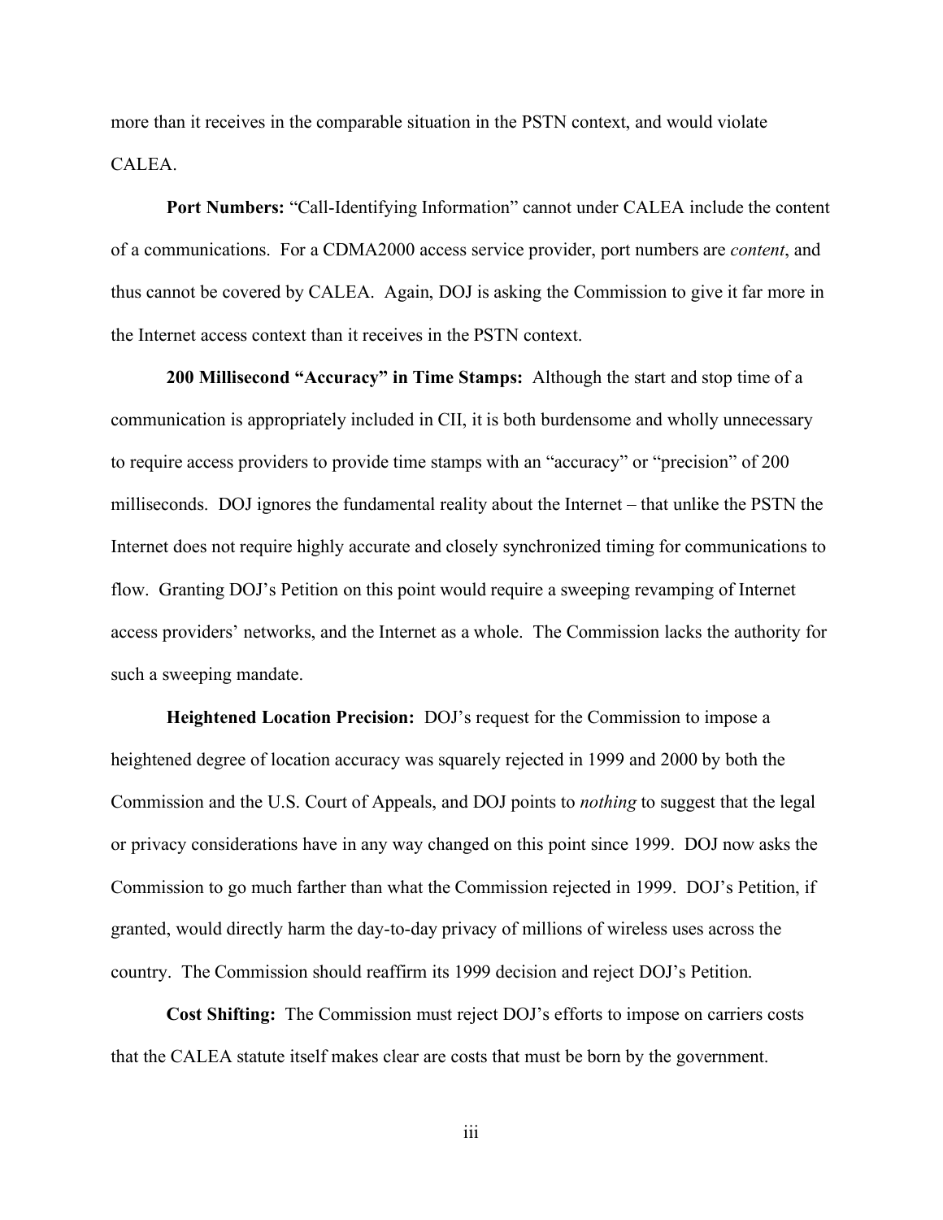more than it receives in the comparable situation in the PSTN context, and would violate CALEA.

**Port Numbers:** "Call-Identifying Information" cannot under CALEA include the content of a communications. For a CDMA2000 access service provider, port numbers are *content*, and thus cannot be covered by CALEA. Again, DOJ is asking the Commission to give it far more in the Internet access context than it receives in the PSTN context.

**200 Millisecond "Accuracy" in Time Stamps:** Although the start and stop time of a communication is appropriately included in CII, it is both burdensome and wholly unnecessary to require access providers to provide time stamps with an "accuracy" or "precision" of 200 milliseconds. DOJ ignores the fundamental reality about the Internet – that unlike the PSTN the Internet does not require highly accurate and closely synchronized timing for communications to flow. Granting DOJ's Petition on this point would require a sweeping revamping of Internet access providers' networks, and the Internet as a whole. The Commission lacks the authority for such a sweeping mandate.

**Heightened Location Precision:** DOJ's request for the Commission to impose a heightened degree of location accuracy was squarely rejected in 1999 and 2000 by both the Commission and the U.S. Court of Appeals, and DOJ points to *nothing* to suggest that the legal or privacy considerations have in any way changed on this point since 1999. DOJ now asks the Commission to go much farther than what the Commission rejected in 1999. DOJ's Petition, if granted, would directly harm the day-to-day privacy of millions of wireless uses across the country. The Commission should reaffirm its 1999 decision and reject DOJ's Petition.

**Cost Shifting:** The Commission must reject DOJ's efforts to impose on carriers costs that the CALEA statute itself makes clear are costs that must be born by the government.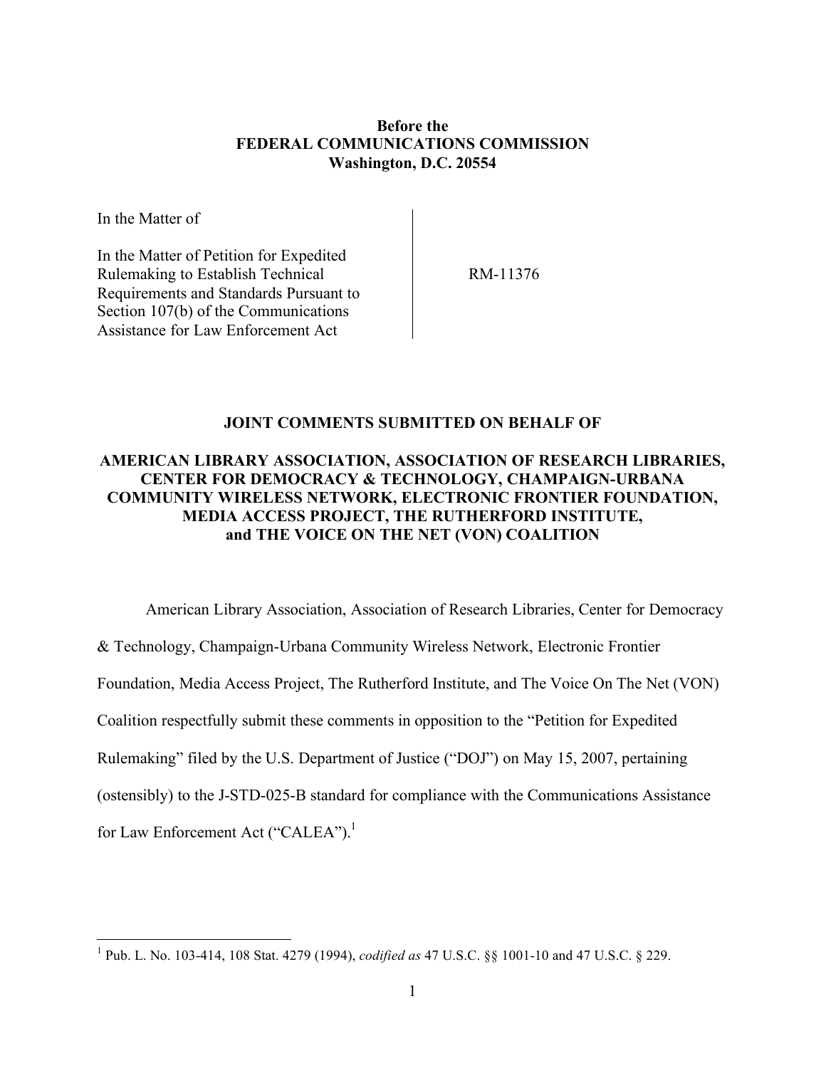**Before the**
**FEDERAL COMMUNICATIONS COMMISSION**
**Washington, D.C. 20554**

| | |
|---|---|
| In the Matter of<br><br>In the Matter of Petition for Expedited Rulemaking to Establish Technical Requirements and Standards Pursuant to Section 107(b) of the Communications Assistance for Law Enforcement Act | RM-11376 |

**JOINT COMMENTS SUBMITTED ON BEHALF OF**

**AMERICAN LIBRARY ASSOCIATION, ASSOCIATION OF RESEARCH LIBRARIES, CENTER FOR DEMOCRACY & TECHNOLOGY, CHAMPAIGN-URBANA COMMUNITY WIRELESS NETWORK, ELECTRONIC FRONTIER FOUNDATION, MEDIA ACCESS PROJECT, THE RUTHERFORD INSTITUTE, and THE VOICE ON THE NET (VON) COALITION**

American Library Association, Association of Research Libraries, Center for Democracy & Technology, Champaign-Urbana Community Wireless Network, Electronic Frontier Foundation, Media Access Project, The Rutherford Institute, and The Voice On The Net (VON) Coalition respectfully submit these comments in opposition to the "Petition for Expedited Rulemaking" filed by the U.S. Department of Justice ("DOJ") on May 15, 2007, pertaining (ostensibly) to the J-STD-025-B standard for compliance with the Communications Assistance for Law Enforcement Act ("CALEA").[1]

[1] Pub. L. No. 103-414, 108 Stat. 4279 (1994), *codified as* 47 U.S.C. §§ 1001-10 and 47 U.S.C. § 229.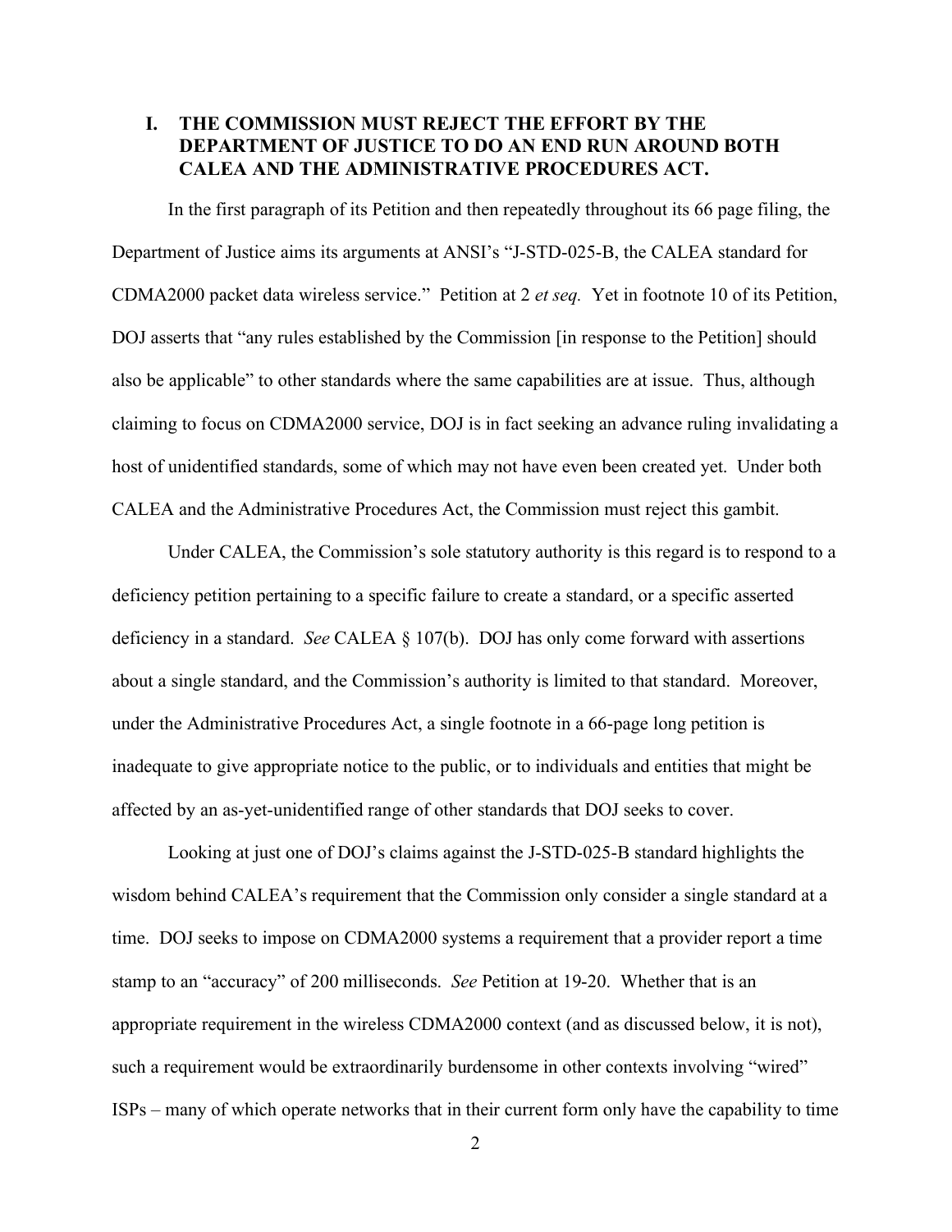## I. THE COMMISSION MUST REJECT THE EFFORT BY THE DEPARTMENT OF JUSTICE TO DO AN END RUN AROUND BOTH CALEA AND THE ADMINISTRATIVE PROCEDURES ACT.

In the first paragraph of its Petition and then repeatedly throughout its 66 page filing, the Department of Justice aims its arguments at ANSI's "J-STD-025-B, the CALEA standard for CDMA2000 packet data wireless service." Petition at 2 *et seq.* Yet in footnote 10 of its Petition, DOJ asserts that "any rules established by the Commission [in response to the Petition] should also be applicable" to other standards where the same capabilities are at issue. Thus, although claiming to focus on CDMA2000 service, DOJ is in fact seeking an advance ruling invalidating a host of unidentified standards, some of which may not have even been created yet. Under both CALEA and the Administrative Procedures Act, the Commission must reject this gambit.

Under CALEA, the Commission's sole statutory authority is this regard is to respond to a deficiency petition pertaining to a specific failure to create a standard, or a specific asserted deficiency in a standard. *See* CALEA § 107(b). DOJ has only come forward with assertions about a single standard, and the Commission's authority is limited to that standard. Moreover, under the Administrative Procedures Act, a single footnote in a 66-page long petition is inadequate to give appropriate notice to the public, or to individuals and entities that might be affected by an as-yet-unidentified range of other standards that DOJ seeks to cover.

Looking at just one of DOJ's claims against the J-STD-025-B standard highlights the wisdom behind CALEA's requirement that the Commission only consider a single standard at a time. DOJ seeks to impose on CDMA2000 systems a requirement that a provider report a time stamp to an "accuracy" of 200 milliseconds. *See* Petition at 19-20. Whether that is an appropriate requirement in the wireless CDMA2000 context (and as discussed below, it is not), such a requirement would be extraordinarily burdensome in other contexts involving "wired" ISPs – many of which operate networks that in their current form only have the capability to time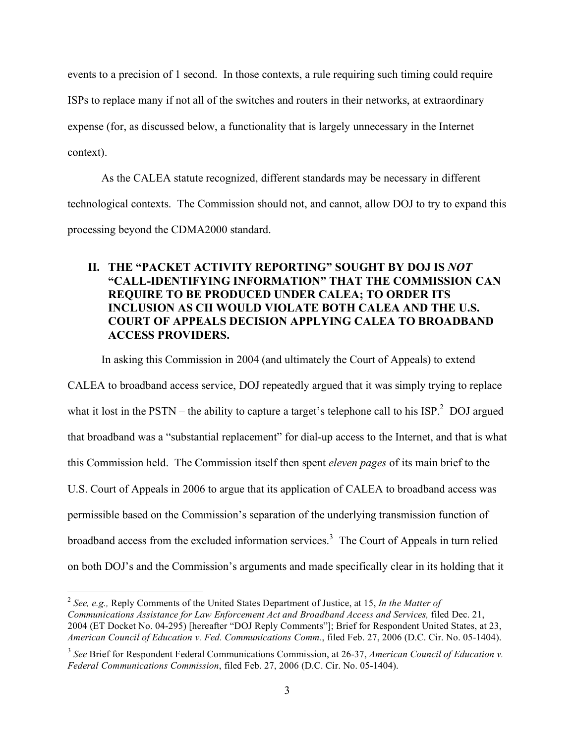events to a precision of 1 second. In those contexts, a rule requiring such timing could require ISPs to replace many if not all of the switches and routers in their networks, at extraordinary expense (for, as discussed below, a functionality that is largely unnecessary in the Internet context).

As the CALEA statute recognized, different standards may be necessary in different technological contexts. The Commission should not, and cannot, allow DOJ to try to expand this processing beyond the CDMA2000 standard.

## II. THE "PACKET ACTIVITY REPORTING" SOUGHT BY DOJ IS *NOT* "CALL-IDENTIFYING INFORMATION" THAT THE COMMISSION CAN REQUIRE TO BE PRODUCED UNDER CALEA; TO ORDER ITS INCLUSION AS CII WOULD VIOLATE BOTH CALEA AND THE U.S. COURT OF APPEALS DECISION APPLYING CALEA TO BROADBAND ACCESS PROVIDERS.

In asking this Commission in 2004 (and ultimately the Court of Appeals) to extend CALEA to broadband access service, DOJ repeatedly argued that it was simply trying to replace what it lost in the PSTN – the ability to capture a target's telephone call to his ISP.[2] DOJ argued that broadband was a "substantial replacement" for dial-up access to the Internet, and that is what this Commission held. The Commission itself then spent *eleven pages* of its main brief to the U.S. Court of Appeals in 2006 to argue that its application of CALEA to broadband access was permissible based on the Commission's separation of the underlying transmission function of broadband access from the excluded information services.[3] The Court of Appeals in turn relied on both DOJ's and the Commission's arguments and made specifically clear in its holding that it

---

[2] *See, e.g.,* Reply Comments of the United States Department of Justice, at 15, *In the Matter of Communications Assistance for Law Enforcement Act and Broadband Access and Services,* filed Dec. 21, 2004 (ET Docket No. 04-295) [hereafter "DOJ Reply Comments"]; Brief for Respondent United States, at 23, *American Council of Education v. Fed. Communications Comm.*, filed Feb. 27, 2006 (D.C. Cir. No. 05-1404).

[3] *See* Brief for Respondent Federal Communications Commission, at 26-37, *American Council of Education v. Federal Communications Commission*, filed Feb. 27, 2006 (D.C. Cir. No. 05-1404).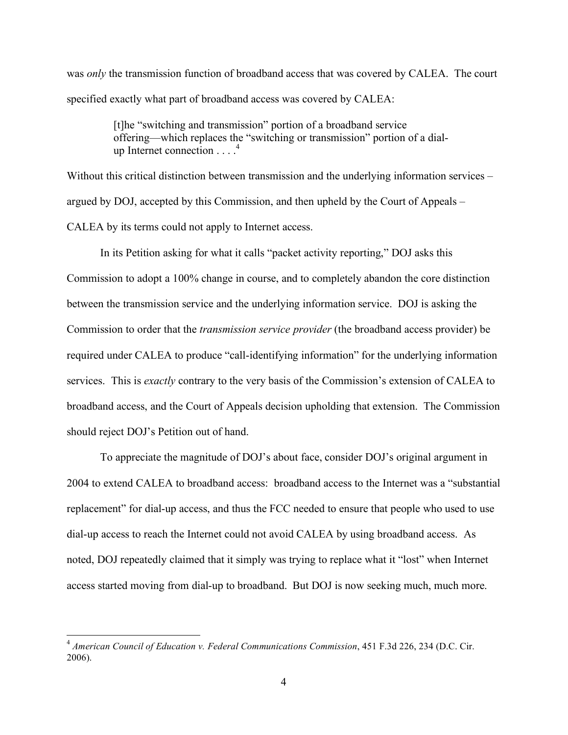was *only* the transmission function of broadband access that was covered by CALEA. The court specified exactly what part of broadband access was covered by CALEA:

> [t]he "switching and transmission" portion of a broadband service offering—which replaces the "switching or transmission" portion of a dial-up Internet connection . . . .[4]

Without this critical distinction between transmission and the underlying information services – argued by DOJ, accepted by this Commission, and then upheld by the Court of Appeals – CALEA by its terms could not apply to Internet access.

In its Petition asking for what it calls "packet activity reporting," DOJ asks this Commission to adopt a 100% change in course, and to completely abandon the core distinction between the transmission service and the underlying information service. DOJ is asking the Commission to order that the *transmission service provider* (the broadband access provider) be required under CALEA to produce "call-identifying information" for the underlying information services. This is *exactly* contrary to the very basis of the Commission's extension of CALEA to broadband access, and the Court of Appeals decision upholding that extension. The Commission should reject DOJ's Petition out of hand.

To appreciate the magnitude of DOJ's about face, consider DOJ's original argument in 2004 to extend CALEA to broadband access: broadband access to the Internet was a "substantial replacement" for dial-up access, and thus the FCC needed to ensure that people who used to use dial-up access to reach the Internet could not avoid CALEA by using broadband access. As noted, DOJ repeatedly claimed that it simply was trying to replace what it "lost" when Internet access started moving from dial-up to broadband. But DOJ is now seeking much, much more.

---

[4] *American Council of Education v. Federal Communications Commission*, 451 F.3d 226, 234 (D.C. Cir. 2006).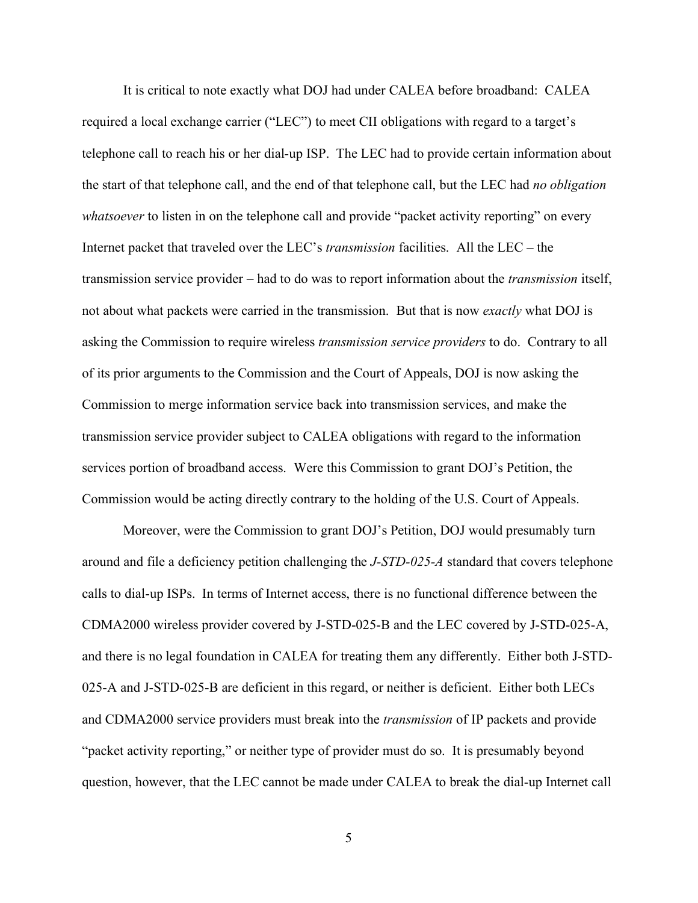It is critical to note exactly what DOJ had under CALEA before broadband: CALEA required a local exchange carrier ("LEC") to meet CII obligations with regard to a target's telephone call to reach his or her dial-up ISP. The LEC had to provide certain information about the start of that telephone call, and the end of that telephone call, but the LEC had *no obligation whatsoever* to listen in on the telephone call and provide "packet activity reporting" on every Internet packet that traveled over the LEC's *transmission* facilities. All the LEC – the transmission service provider – had to do was to report information about the *transmission* itself, not about what packets were carried in the transmission. But that is now *exactly* what DOJ is asking the Commission to require wireless *transmission service providers* to do. Contrary to all of its prior arguments to the Commission and the Court of Appeals, DOJ is now asking the Commission to merge information service back into transmission services, and make the transmission service provider subject to CALEA obligations with regard to the information services portion of broadband access. Were this Commission to grant DOJ's Petition, the Commission would be acting directly contrary to the holding of the U.S. Court of Appeals.

Moreover, were the Commission to grant DOJ's Petition, DOJ would presumably turn around and file a deficiency petition challenging the *J-STD-025-A* standard that covers telephone calls to dial-up ISPs. In terms of Internet access, there is no functional difference between the CDMA2000 wireless provider covered by J-STD-025-B and the LEC covered by J-STD-025-A, and there is no legal foundation in CALEA for treating them any differently. Either both J-STD-025-A and J-STD-025-B are deficient in this regard, or neither is deficient. Either both LECs and CDMA2000 service providers must break into the *transmission* of IP packets and provide "packet activity reporting," or neither type of provider must do so. It is presumably beyond question, however, that the LEC cannot be made under CALEA to break the dial-up Internet call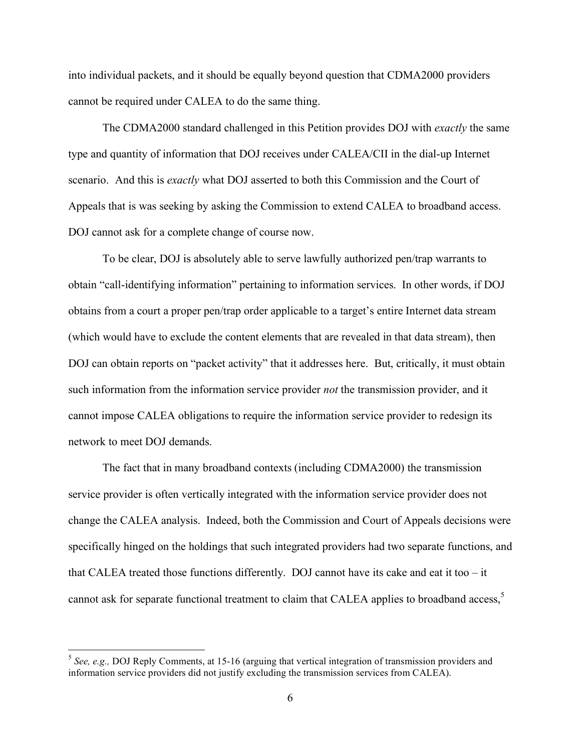into individual packets, and it should be equally beyond question that CDMA2000 providers cannot be required under CALEA to do the same thing.

The CDMA2000 standard challenged in this Petition provides DOJ with *exactly* the same type and quantity of information that DOJ receives under CALEA/CII in the dial-up Internet scenario. And this is *exactly* what DOJ asserted to both this Commission and the Court of Appeals that is was seeking by asking the Commission to extend CALEA to broadband access. DOJ cannot ask for a complete change of course now.

To be clear, DOJ is absolutely able to serve lawfully authorized pen/trap warrants to obtain "call-identifying information" pertaining to information services. In other words, if DOJ obtains from a court a proper pen/trap order applicable to a target's entire Internet data stream (which would have to exclude the content elements that are revealed in that data stream), then DOJ can obtain reports on "packet activity" that it addresses here. But, critically, it must obtain such information from the information service provider *not* the transmission provider, and it cannot impose CALEA obligations to require the information service provider to redesign its network to meet DOJ demands.

The fact that in many broadband contexts (including CDMA2000) the transmission service provider is often vertically integrated with the information service provider does not change the CALEA analysis. Indeed, both the Commission and Court of Appeals decisions were specifically hinged on the holdings that such integrated providers had two separate functions, and that CALEA treated those functions differently. DOJ cannot have its cake and eat it too – it cannot ask for separate functional treatment to claim that CALEA applies to broadband access,[5]

[5] *See, e.g.,* DOJ Reply Comments, at 15-16 (arguing that vertical integration of transmission providers and information service providers did not justify excluding the transmission services from CALEA).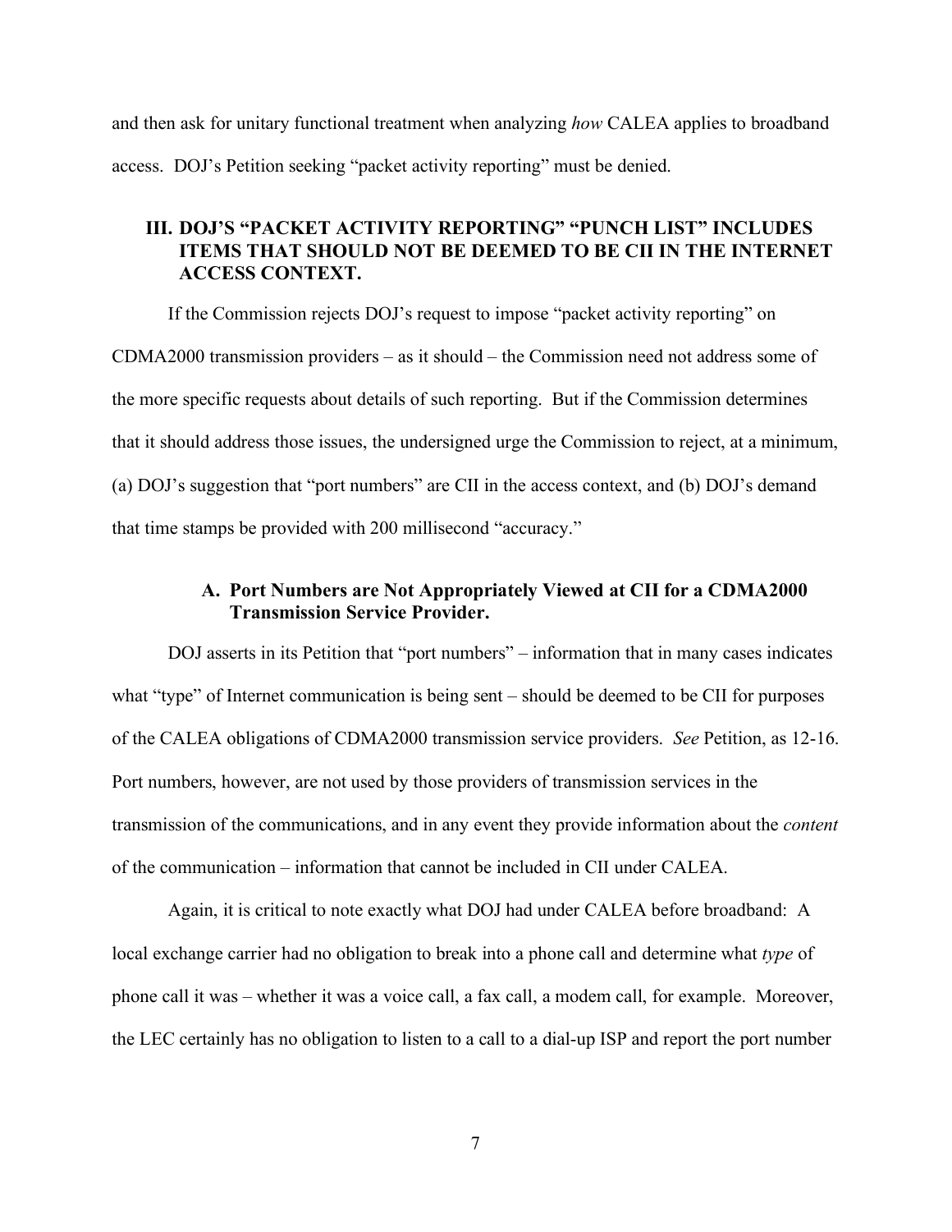and then ask for unitary functional treatment when analyzing *how* CALEA applies to broadband access. DOJ's Petition seeking "packet activity reporting" must be denied.

## III. DOJ'S "PACKET ACTIVITY REPORTING" "PUNCH LIST" INCLUDES ITEMS THAT SHOULD NOT BE DEEMED TO BE CII IN THE INTERNET ACCESS CONTEXT.

If the Commission rejects DOJ's request to impose "packet activity reporting" on CDMA2000 transmission providers – as it should – the Commission need not address some of the more specific requests about details of such reporting. But if the Commission determines that it should address those issues, the undersigned urge the Commission to reject, at a minimum, (a) DOJ's suggestion that "port numbers" are CII in the access context, and (b) DOJ's demand that time stamps be provided with 200 millisecond "accuracy."

### A. Port Numbers are Not Appropriately Viewed at CII for a CDMA2000 Transmission Service Provider.

DOJ asserts in its Petition that "port numbers" – information that in many cases indicates what "type" of Internet communication is being sent – should be deemed to be CII for purposes of the CALEA obligations of CDMA2000 transmission service providers. *See* Petition, as 12-16. Port numbers, however, are not used by those providers of transmission services in the transmission of the communications, and in any event they provide information about the *content* of the communication – information that cannot be included in CII under CALEA.

Again, it is critical to note exactly what DOJ had under CALEA before broadband: A local exchange carrier had no obligation to break into a phone call and determine what *type* of phone call it was – whether it was a voice call, a fax call, a modem call, for example. Moreover, the LEC certainly has no obligation to listen to a call to a dial-up ISP and report the port number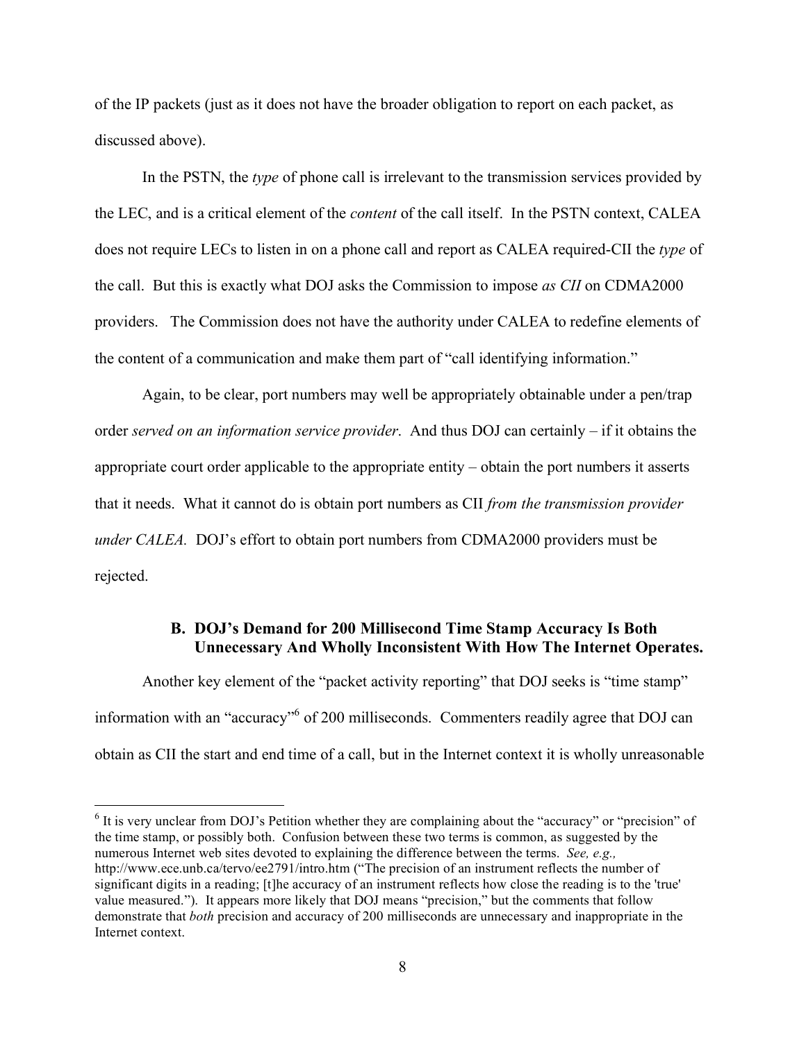of the IP packets (just as it does not have the broader obligation to report on each packet, as discussed above).

In the PSTN, the *type* of phone call is irrelevant to the transmission services provided by the LEC, and is a critical element of the *content* of the call itself. In the PSTN context, CALEA does not require LECs to listen in on a phone call and report as CALEA required-CII the *type* of the call. But this is exactly what DOJ asks the Commission to impose *as CII* on CDMA2000 providers. The Commission does not have the authority under CALEA to redefine elements of the content of a communication and make them part of "call identifying information."

Again, to be clear, port numbers may well be appropriately obtainable under a pen/trap order *served on an information service provider*. And thus DOJ can certainly – if it obtains the appropriate court order applicable to the appropriate entity – obtain the port numbers it asserts that it needs. What it cannot do is obtain port numbers as CII *from the transmission provider under CALEA*. DOJ's effort to obtain port numbers from CDMA2000 providers must be rejected.

### B. DOJ's Demand for 200 Millisecond Time Stamp Accuracy Is Both Unnecessary And Wholly Inconsistent With How The Internet Operates.

Another key element of the "packet activity reporting" that DOJ seeks is "time stamp" information with an "accuracy"[6] of 200 milliseconds. Commenters readily agree that DOJ can obtain as CII the start and end time of a call, but in the Internet context it is wholly unreasonable

[6] It is very unclear from DOJ's Petition whether they are complaining about the "accuracy" or "precision" of the time stamp, or possibly both. Confusion between these two terms is common, as suggested by the numerous Internet web sites devoted to explaining the difference between the terms. *See, e.g.,* http://www.ece.unb.ca/tervo/ee2791/intro.htm ("The precision of an instrument reflects the number of significant digits in a reading; [t]he accuracy of an instrument reflects how close the reading is to the 'true' value measured."). It appears more likely that DOJ means "precision," but the comments that follow demonstrate that *both* precision and accuracy of 200 milliseconds are unnecessary and inappropriate in the Internet context.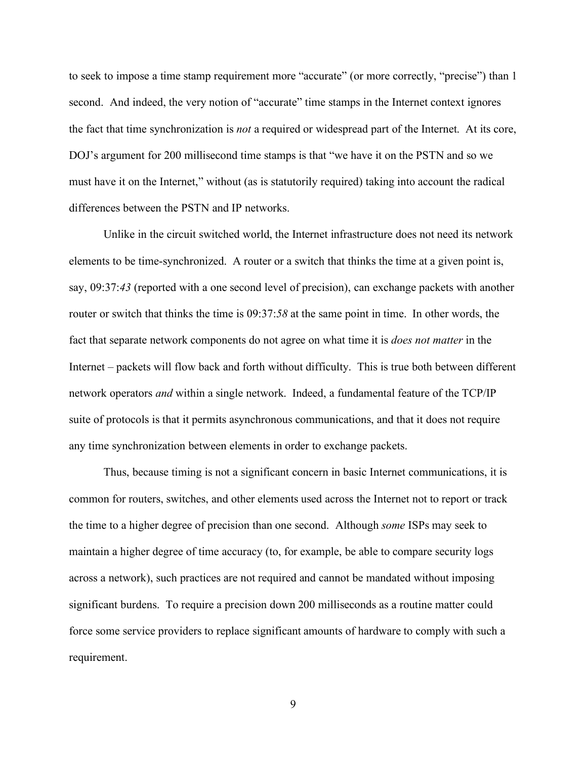to seek to impose a time stamp requirement more "accurate" (or more correctly, "precise") than 1 second. And indeed, the very notion of "accurate" time stamps in the Internet context ignores the fact that time synchronization is *not* a required or widespread part of the Internet. At its core, DOJ's argument for 200 millisecond time stamps is that "we have it on the PSTN and so we must have it on the Internet," without (as is statutorily required) taking into account the radical differences between the PSTN and IP networks.

Unlike in the circuit switched world, the Internet infrastructure does not need its network elements to be time-synchronized. A router or a switch that thinks the time at a given point is, say, 09:37:*43* (reported with a one second level of precision), can exchange packets with another router or switch that thinks the time is 09:37:*58* at the same point in time. In other words, the fact that separate network components do not agree on what time it is *does not matter* in the Internet – packets will flow back and forth without difficulty. This is true both between different network operators *and* within a single network. Indeed, a fundamental feature of the TCP/IP suite of protocols is that it permits asynchronous communications, and that it does not require any time synchronization between elements in order to exchange packets.

Thus, because timing is not a significant concern in basic Internet communications, it is common for routers, switches, and other elements used across the Internet not to report or track the time to a higher degree of precision than one second. Although *some* ISPs may seek to maintain a higher degree of time accuracy (to, for example, be able to compare security logs across a network), such practices are not required and cannot be mandated without imposing significant burdens. To require a precision down 200 milliseconds as a routine matter could force some service providers to replace significant amounts of hardware to comply with such a requirement.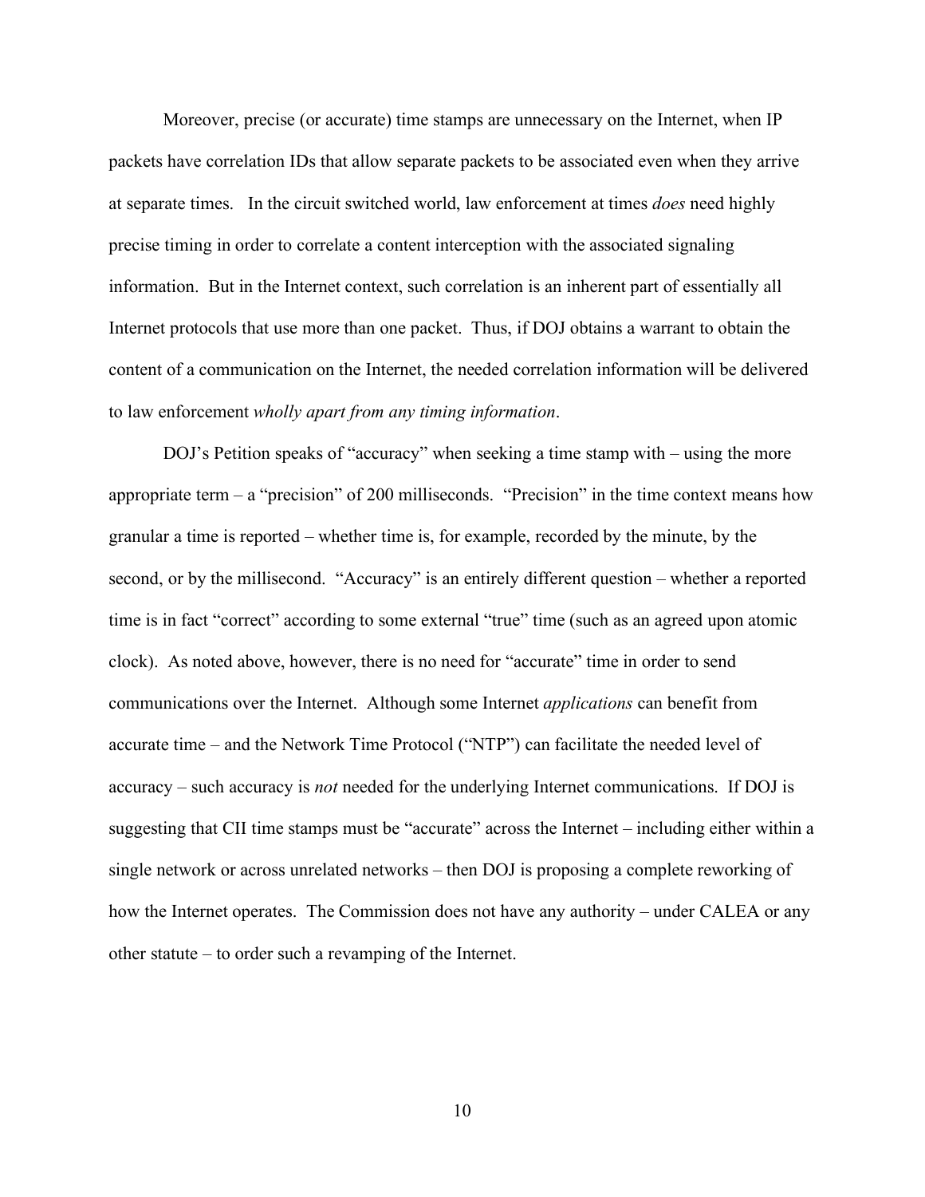Moreover, precise (or accurate) time stamps are unnecessary on the Internet, when IP packets have correlation IDs that allow separate packets to be associated even when they arrive at separate times. In the circuit switched world, law enforcement at times *does* need highly precise timing in order to correlate a content interception with the associated signaling information. But in the Internet context, such correlation is an inherent part of essentially all Internet protocols that use more than one packet. Thus, if DOJ obtains a warrant to obtain the content of a communication on the Internet, the needed correlation information will be delivered to law enforcement *wholly apart from any timing information*.

DOJ's Petition speaks of "accuracy" when seeking a time stamp with – using the more appropriate term – a "precision" of 200 milliseconds. "Precision" in the time context means how granular a time is reported – whether time is, for example, recorded by the minute, by the second, or by the millisecond. "Accuracy" is an entirely different question – whether a reported time is in fact "correct" according to some external "true" time (such as an agreed upon atomic clock). As noted above, however, there is no need for "accurate" time in order to send communications over the Internet. Although some Internet *applications* can benefit from accurate time – and the Network Time Protocol ("NTP") can facilitate the needed level of accuracy – such accuracy is *not* needed for the underlying Internet communications. If DOJ is suggesting that CII time stamps must be "accurate" across the Internet – including either within a single network or across unrelated networks – then DOJ is proposing a complete reworking of how the Internet operates. The Commission does not have any authority – under CALEA or any other statute – to order such a revamping of the Internet.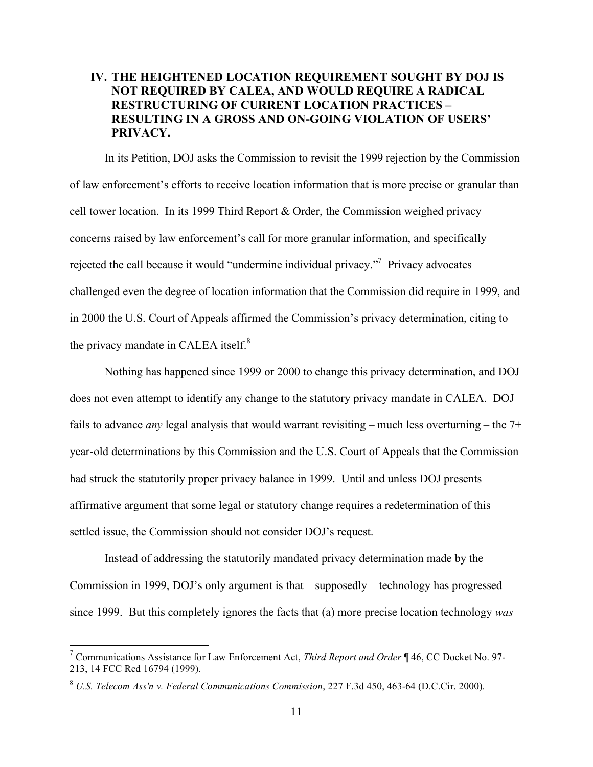## IV. THE HEIGHTENED LOCATION REQUIREMENT SOUGHT BY DOJ IS NOT REQUIRED BY CALEA, AND WOULD REQUIRE A RADICAL RESTRUCTURING OF CURRENT LOCATION PRACTICES – RESULTING IN A GROSS AND ON-GOING VIOLATION OF USERS' PRIVACY.

In its Petition, DOJ asks the Commission to revisit the 1999 rejection by the Commission of law enforcement's efforts to receive location information that is more precise or granular than cell tower location. In its 1999 Third Report & Order, the Commission weighed privacy concerns raised by law enforcement's call for more granular information, and specifically rejected the call because it would "undermine individual privacy."[7] Privacy advocates challenged even the degree of location information that the Commission did require in 1999, and in 2000 the U.S. Court of Appeals affirmed the Commission's privacy determination, citing to the privacy mandate in CALEA itself.[8]

Nothing has happened since 1999 or 2000 to change this privacy determination, and DOJ does not even attempt to identify any change to the statutory privacy mandate in CALEA. DOJ fails to advance *any* legal analysis that would warrant revisiting – much less overturning – the 7+ year-old determinations by this Commission and the U.S. Court of Appeals that the Commission had struck the statutorily proper privacy balance in 1999. Until and unless DOJ presents affirmative argument that some legal or statutory change requires a redetermination of this settled issue, the Commission should not consider DOJ's request.

Instead of addressing the statutorily mandated privacy determination made by the Commission in 1999, DOJ's only argument is that – supposedly – technology has progressed since 1999. But this completely ignores the facts that (a) more precise location technology *was*

---

[7] Communications Assistance for Law Enforcement Act, *Third Report and Order* ¶ 46, CC Docket No. 97-213, 14 FCC Rcd 16794 (1999).

[8] *U.S. Telecom Ass'n v. Federal Communications Commission*, 227 F.3d 450, 463-64 (D.C.Cir. 2000).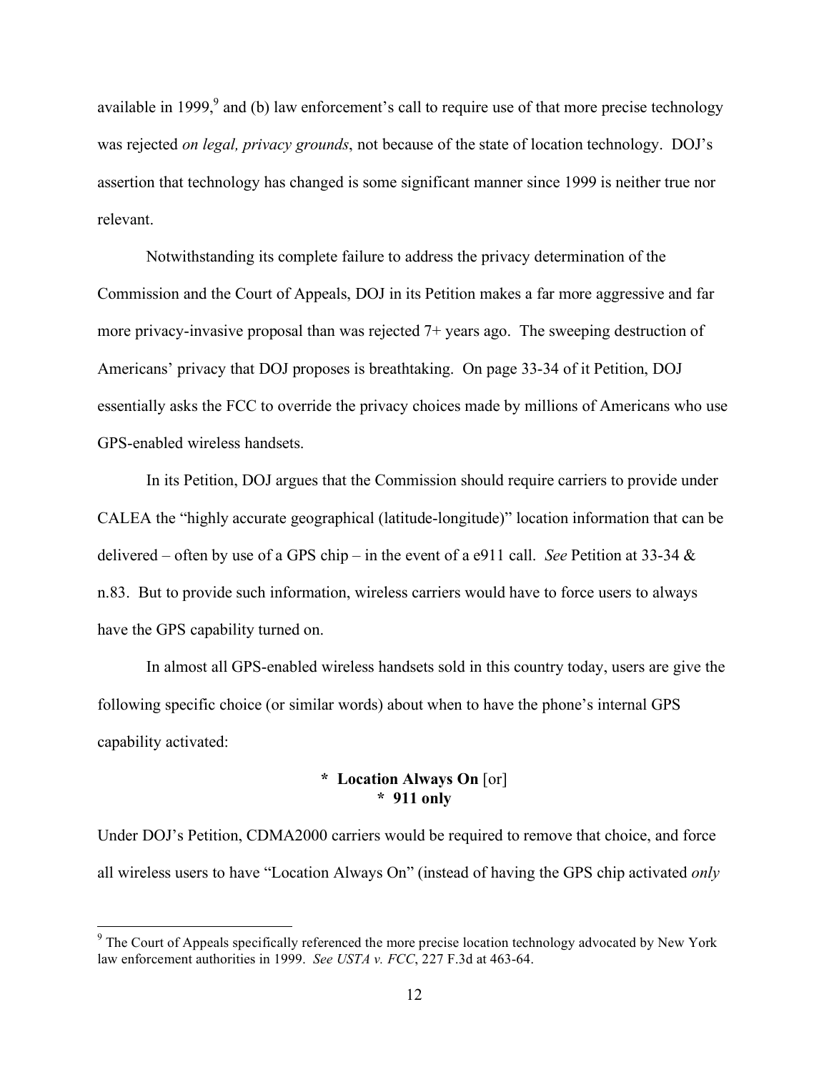available in 1999,[9] and (b) law enforcement's call to require use of that more precise technology was rejected *on legal, privacy grounds*, not because of the state of location technology. DOJ's assertion that technology has changed is some significant manner since 1999 is neither true nor relevant.

Notwithstanding its complete failure to address the privacy determination of the Commission and the Court of Appeals, DOJ in its Petition makes a far more aggressive and far more privacy-invasive proposal than was rejected 7+ years ago. The sweeping destruction of Americans' privacy that DOJ proposes is breathtaking. On page 33-34 of it Petition, DOJ essentially asks the FCC to override the privacy choices made by millions of Americans who use GPS-enabled wireless handsets.

In its Petition, DOJ argues that the Commission should require carriers to provide under CALEA the "highly accurate geographical (latitude-longitude)" location information that can be delivered – often by use of a GPS chip – in the event of a e911 call. *See* Petition at 33-34 & n.83. But to provide such information, wireless carriers would have to force users to always have the GPS capability turned on.

In almost all GPS-enabled wireless handsets sold in this country today, users are give the following specific choice (or similar words) about when to have the phone's internal GPS capability activated:

**\* Location Always On** [or]
**\* 911 only**

Under DOJ's Petition, CDMA2000 carriers would be required to remove that choice, and force all wireless users to have "Location Always On" (instead of having the GPS chip activated *only*

---

[9] The Court of Appeals specifically referenced the more precise location technology advocated by New York law enforcement authorities in 1999. *See USTA v. FCC*, 227 F.3d at 463-64.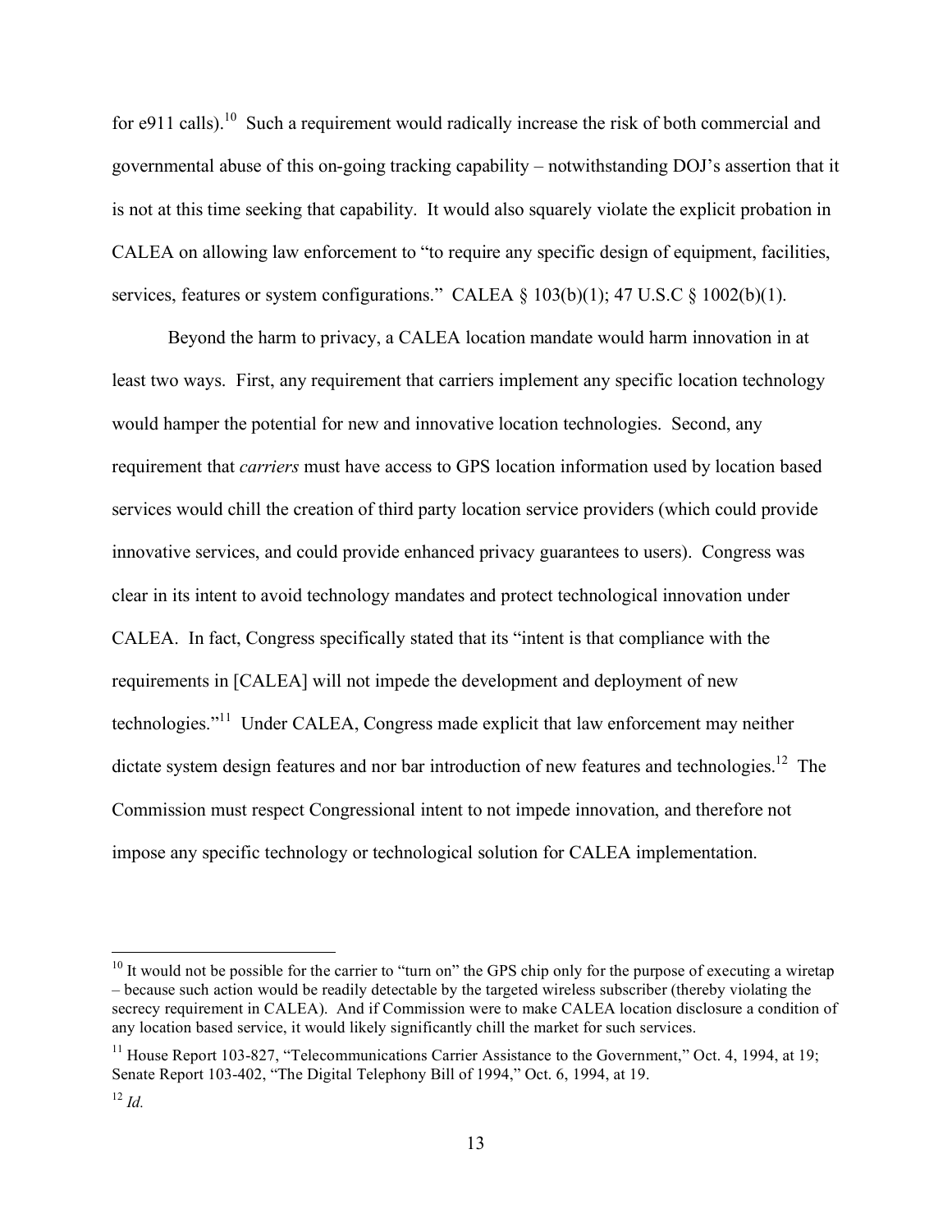for e911 calls).[10] Such a requirement would radically increase the risk of both commercial and governmental abuse of this on-going tracking capability – notwithstanding DOJ's assertion that it is not at this time seeking that capability. It would also squarely violate the explicit probation in CALEA on allowing law enforcement to "to require any specific design of equipment, facilities, services, features or system configurations." CALEA § 103(b)(1); 47 U.S.C § 1002(b)(1).

Beyond the harm to privacy, a CALEA location mandate would harm innovation in at least two ways. First, any requirement that carriers implement any specific location technology would hamper the potential for new and innovative location technologies. Second, any requirement that *carriers* must have access to GPS location information used by location based services would chill the creation of third party location service providers (which could provide innovative services, and could provide enhanced privacy guarantees to users). Congress was clear in its intent to avoid technology mandates and protect technological innovation under CALEA. In fact, Congress specifically stated that its "intent is that compliance with the requirements in [CALEA] will not impede the development and deployment of new technologies."[11] Under CALEA, Congress made explicit that law enforcement may neither dictate system design features and nor bar introduction of new features and technologies.[12] The Commission must respect Congressional intent to not impede innovation, and therefore not impose any specific technology or technological solution for CALEA implementation.

---

[10] It would not be possible for the carrier to "turn on" the GPS chip only for the purpose of executing a wiretap – because such action would be readily detectable by the targeted wireless subscriber (thereby violating the secrecy requirement in CALEA). And if Commission were to make CALEA location disclosure a condition of any location based service, it would likely significantly chill the market for such services.

[11] House Report 103-827, "Telecommunications Carrier Assistance to the Government," Oct. 4, 1994, at 19; Senate Report 103-402, "The Digital Telephony Bill of 1994," Oct. 6, 1994, at 19.

[12] *Id.*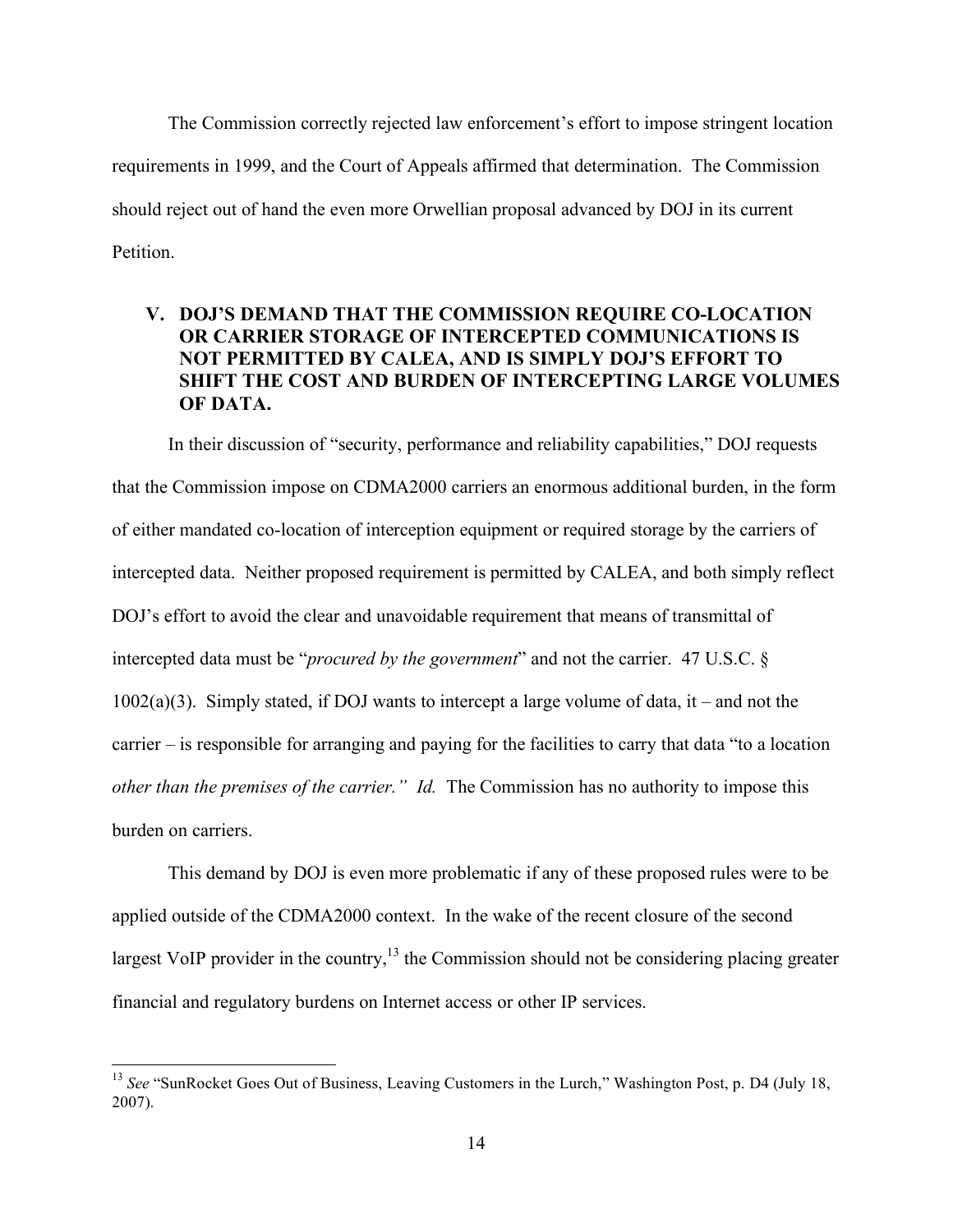The Commission correctly rejected law enforcement's effort to impose stringent location requirements in 1999, and the Court of Appeals affirmed that determination. The Commission should reject out of hand the even more Orwellian proposal advanced by DOJ in its current Petition.

## V. DOJ'S DEMAND THAT THE COMMISSION REQUIRE CO-LOCATION OR CARRIER STORAGE OF INTERCEPTED COMMUNICATIONS IS NOT PERMITTED BY CALEA, AND IS SIMPLY DOJ'S EFFORT TO SHIFT THE COST AND BURDEN OF INTERCEPTING LARGE VOLUMES OF DATA.

In their discussion of "security, performance and reliability capabilities," DOJ requests that the Commission impose on CDMA2000 carriers an enormous additional burden, in the form of either mandated co-location of interception equipment or required storage by the carriers of intercepted data. Neither proposed requirement is permitted by CALEA, and both simply reflect DOJ's effort to avoid the clear and unavoidable requirement that means of transmittal of intercepted data must be "*procured by the government*" and not the carrier. 47 U.S.C. § 1002(a)(3). Simply stated, if DOJ wants to intercept a large volume of data, it – and not the carrier – is responsible for arranging and paying for the facilities to carry that data "to a location *other than the premises of the carrier.*" *Id.* The Commission has no authority to impose this burden on carriers.

This demand by DOJ is even more problematic if any of these proposed rules were to be applied outside of the CDMA2000 context. In the wake of the recent closure of the second largest VoIP provider in the country,[13] the Commission should not be considering placing greater financial and regulatory burdens on Internet access or other IP services.

[13] *See* "SunRocket Goes Out of Business, Leaving Customers in the Lurch," Washington Post, p. D4 (July 18, 2007).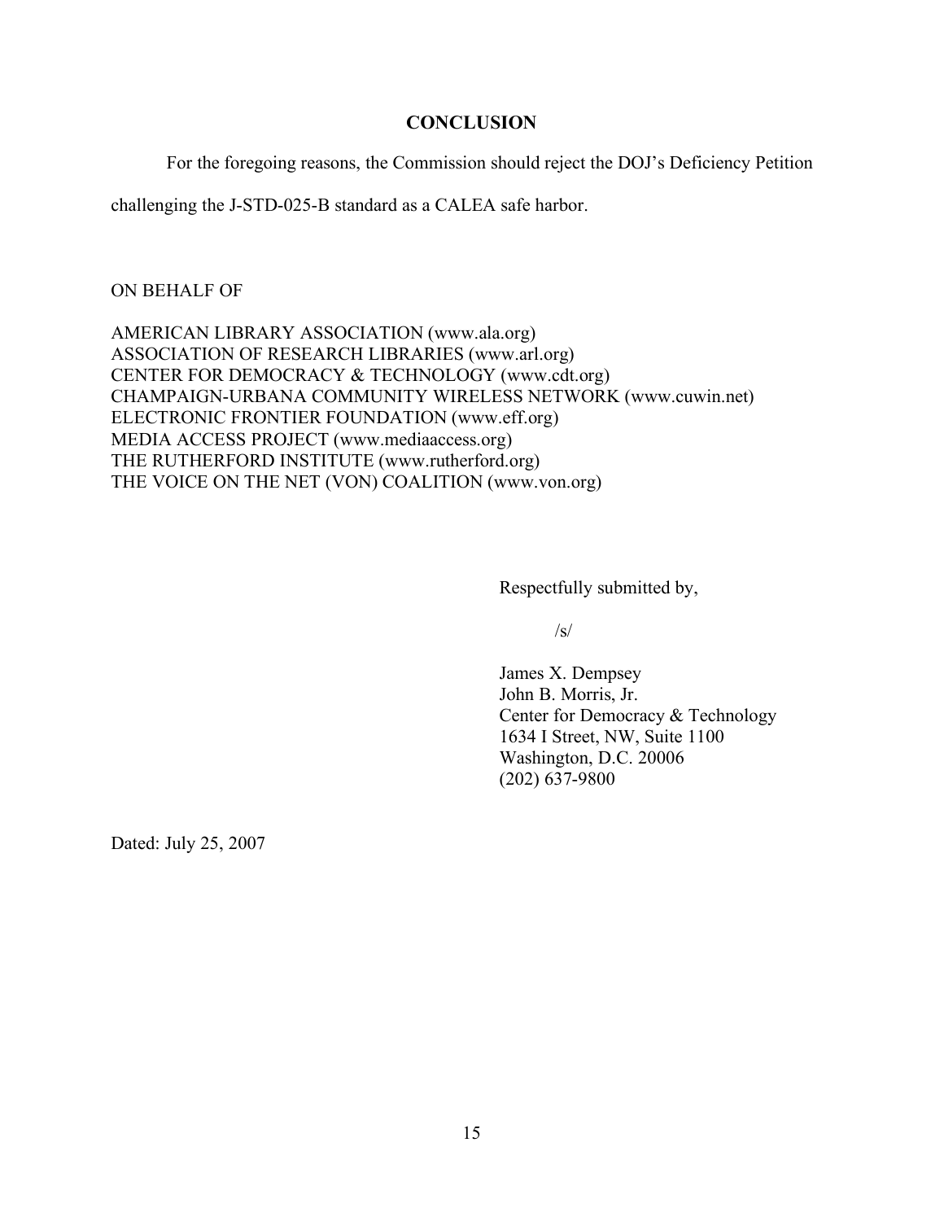## CONCLUSION

For the foregoing reasons, the Commission should reject the DOJ's Deficiency Petition challenging the J-STD-025-B standard as a CALEA safe harbor.

ON BEHALF OF

AMERICAN LIBRARY ASSOCIATION (www.ala.org)
ASSOCIATION OF RESEARCH LIBRARIES (www.arl.org)
CENTER FOR DEMOCRACY & TECHNOLOGY (www.cdt.org)
CHAMPAIGN-URBANA COMMUNITY WIRELESS NETWORK (www.cuwin.net)
ELECTRONIC FRONTIER FOUNDATION (www.eff.org)
MEDIA ACCESS PROJECT (www.mediaaccess.org)
THE RUTHERFORD INSTITUTE (www.rutherford.org)
THE VOICE ON THE NET (VON) COALITION (www.von.org)

Respectfully submitted by,

/s/

James X. Dempsey
John B. Morris, Jr.
Center for Democracy & Technology
1634 I Street, NW, Suite 1100
Washington, D.C. 20006
(202) 637-9800

Dated: July 25, 2007